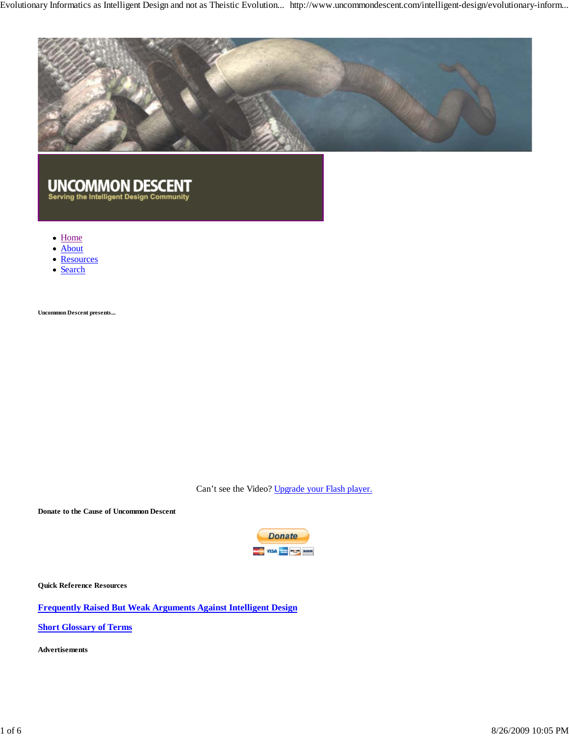# UNCOMMON DESCENT

Serving the Intelligent Design Community

- Home
- About
- Resources
- Search

**Uncommon Descent presents...**

Can't see the Video? Upgrade your Flash player.

**Donate to the Cause of Uncommon Descent**

Donate

**Quick Reference Resources**

**Frequently Raised But Weak Arguments Against Intelligent Design**

**Short Glossary of Terms**

**Advertisements**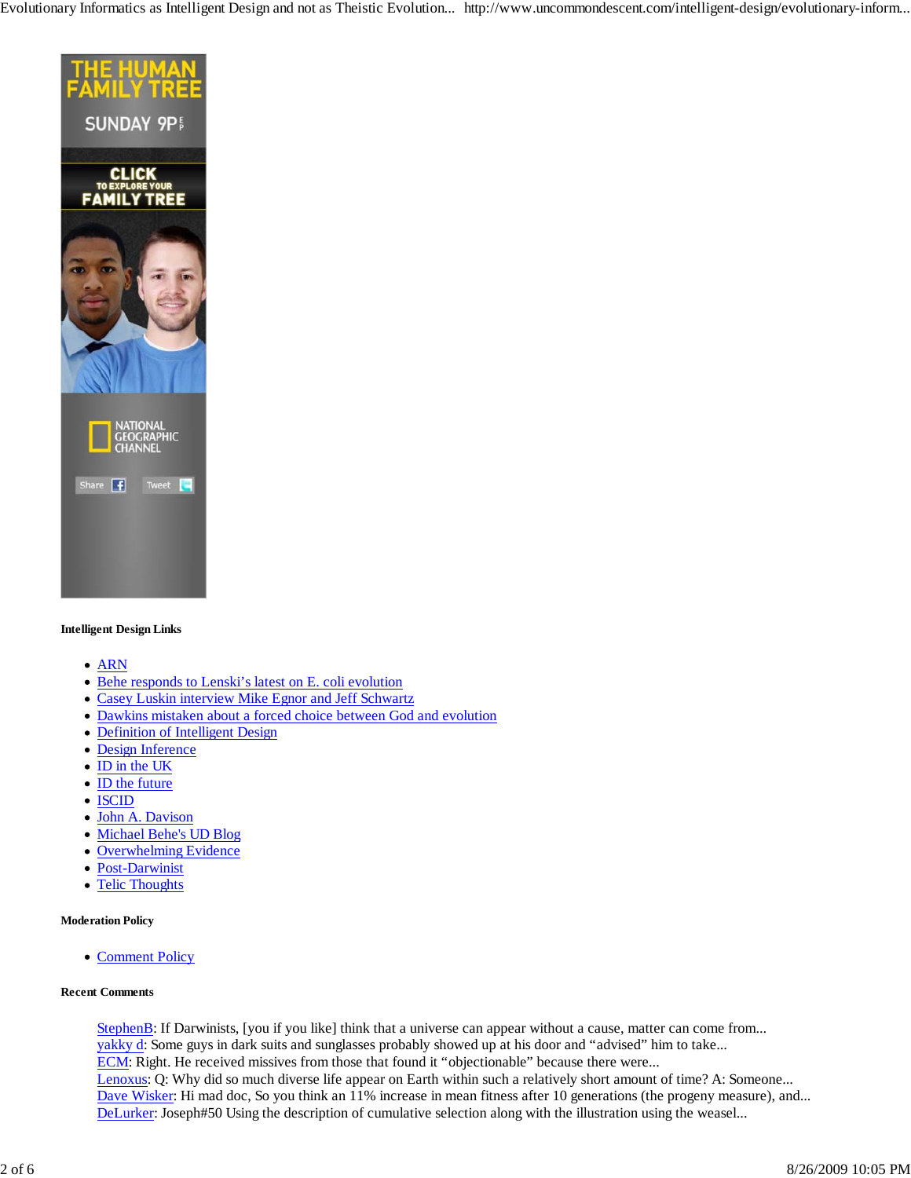THE HUMAN FAMILY TREE

SUNDAY 9P

CLICK TO EXPLORE YOUR FAMILY TREE

NATIONAL GEOGRAPHIC CHANNEL

Share Tweet

#### Intelligent Design Links

- ARN
- Behe responds to Lenski's latest on E. coli evolution
- Casey Luskin interview Mike Egnor and Jeff Schwartz
- Dawkins mistaken about a forced choice between God and evolution
- Definition of Intelligent Design
- Design Inference
- ID in the UK
- ID the future
- ISCID
- John A. Davison
- Michael Behe's UD Blog
- Overwhelming Evidence
- Post-Darwinist
- Telic Thoughts

#### Moderation Policy

- Comment Policy

#### Recent Comments

StephenB: If Darwinists, [you if you like] think that a universe can appear without a cause, matter can come from...
yakky d: Some guys in dark suits and sunglasses probably showed up at his door and "advised" him to take...
ECM: Right. He received missives from those that found it "objectionable" because there were...
Lenoxus: Q: Why did so much diverse life appear on Earth within such a relatively short amount of time? A: Someone...
Dave Wisker: Hi mad doc, So you think an 11% increase in mean fitness after 10 generations (the progeny measure), and...
DeLurker: Joseph#50 Using the description of cumulative selection along with the illustration using the weasel...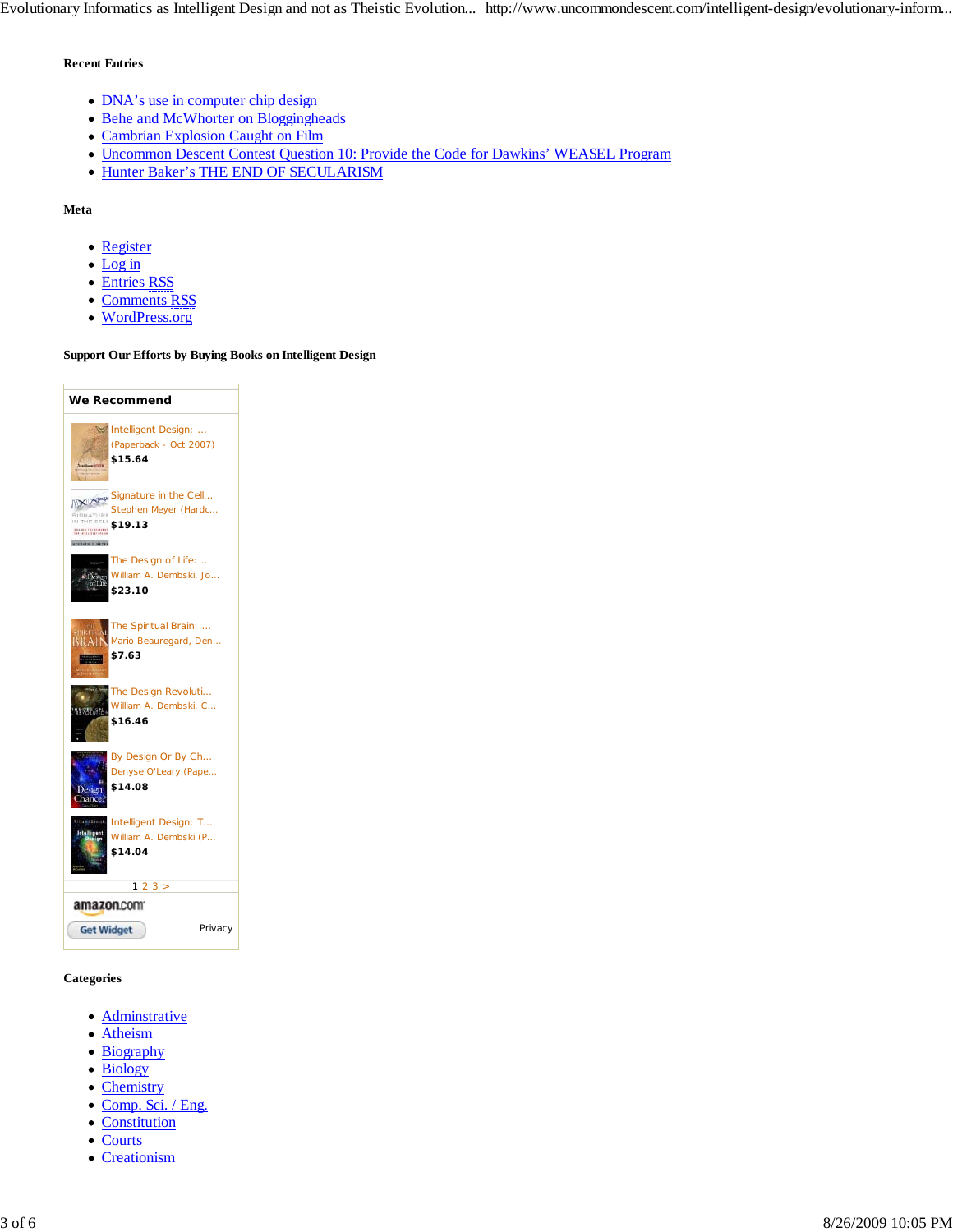#### Recent Entries

- DNA's use in computer chip design
- Behe and McWhorter on Bloggingheads
- Cambrian Explosion Caught on Film
- Uncommon Descent Contest Question 10: Provide the Code for Dawkins' WEASEL Program
- Hunter Baker's THE END OF SECULARISM

#### Meta

- Register
- Log in
- Entries RSS
- Comments RSS
- WordPress.org

#### Support Our Efforts by Buying Books on Intelligent Design

**We Recommend**

- Intelligent Design: ... (Paperback - Oct 2007) **$15.64**
- Signature in the Cell... Stephen Meyer (Hardc... **$19.13**
- The Design of Life: ... William A. Dembski, Jo... **$23.10**
- The Spiritual Brain: ... Mario Beauregard, Den... **$7.63**
- The Design Revoluti... William A. Dembski, C... **$16.46**
- By Design Or By Ch... Denyse O'Leary (Pape... **$14.08**
- Intelligent Design: T... William A. Dembski (P... **$14.04**

1 2 3 >

amazon.com

Get Widget Privacy

#### Categories

- Adminstrative
- Atheism
- Biography
- Biology
- Chemistry
- Comp. Sci. / Eng.
- Constitution
- Courts
- Creationism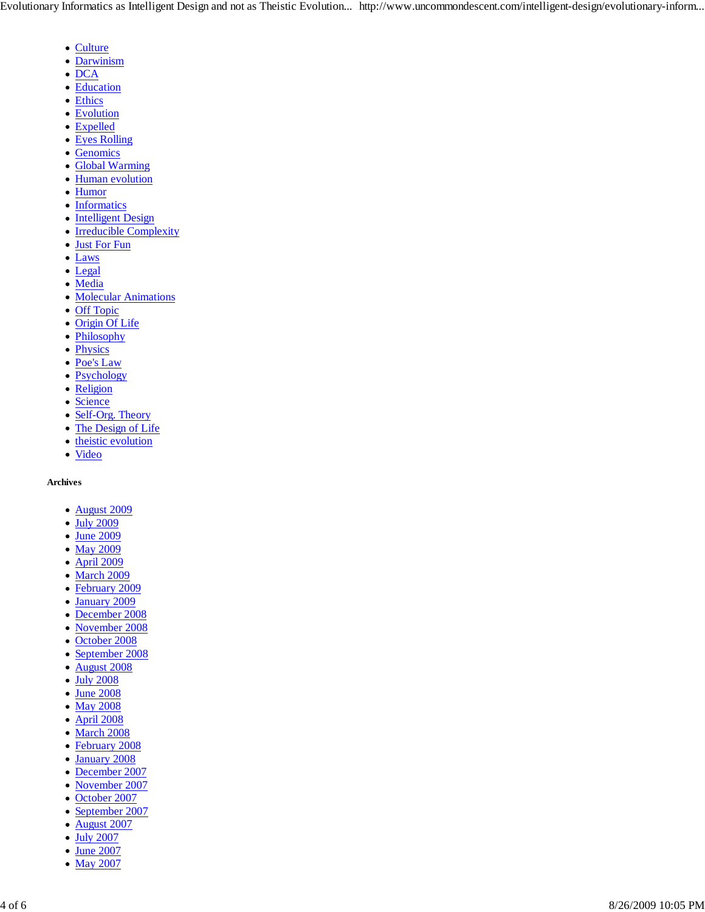- Culture
- Darwinism
- DCA
- Education
- Ethics
- Evolution
- Expelled
- Eyes Rolling
- Genomics
- Global Warming
- Human evolution
- Humor
- Informatics
- Intelligent Design
- Irreducible Complexity
- Just For Fun
- Laws
- Legal
- Media
- Molecular Animations
- Off Topic
- Origin Of Life
- Philosophy
- Physics
- Poe's Law
- Psychology
- Religion
- Science
- Self-Org. Theory
- The Design of Life
- theistic evolution
- Video

**Archives**

- August 2009
- July 2009
- June 2009
- May 2009
- April 2009
- March 2009
- February 2009
- January 2009
- December 2008
- November 2008
- October 2008
- September 2008
- August 2008
- July 2008
- June 2008
- May 2008
- April 2008
- March 2008
- February 2008
- January 2008
- December 2007
- November 2007
- October 2007
- September 2007
- August 2007
- July 2007
- June 2007
- May 2007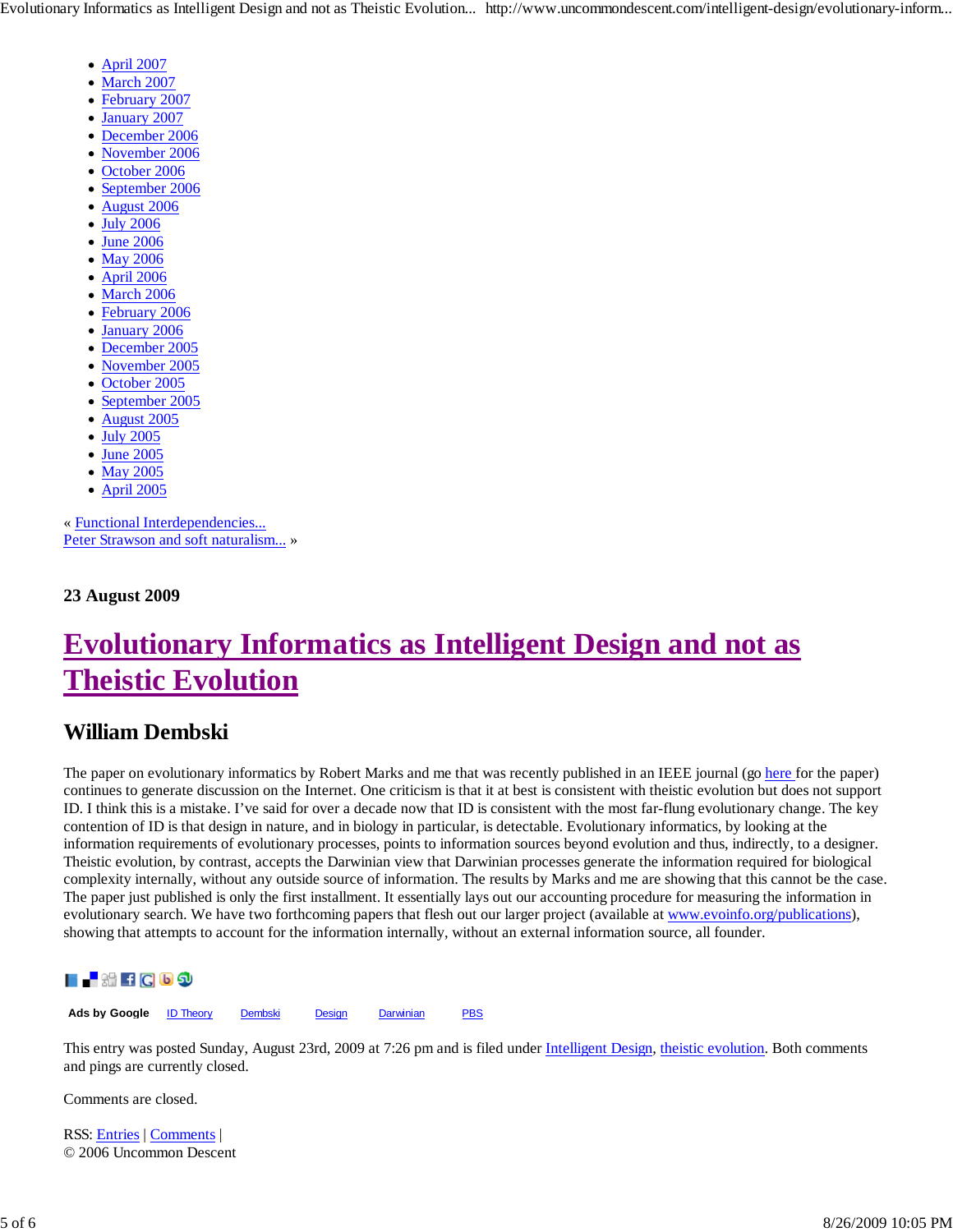- April 2007
- March 2007
- February 2007
- January 2007
- December 2006
- November 2006
- October 2006
- September 2006
- August 2006
- July 2006
- June 2006
- May 2006
- April 2006
- March 2006
- February 2006
- January 2006
- December 2005
- November 2005
- October 2005
- September 2005
- August 2005
- July 2005
- June 2005
- May 2005
- April 2005

« Functional Interdependencies...
Peter Strawson and soft naturalism... »

**23 August 2009**

# Evolutionary Informatics as Intelligent Design and not as Theistic Evolution

## William Dembski

The paper on evolutionary informatics by Robert Marks and me that was recently published in an IEEE journal (go here for the paper) continues to generate discussion on the Internet. One criticism is that it at best is consistent with theistic evolution but does not support ID. I think this is a mistake. I've said for over a decade now that ID is consistent with the most far-flung evolutionary change. The key contention of ID is that design in nature, and in biology in particular, is detectable. Evolutionary informatics, by looking at the information requirements of evolutionary processes, points to information sources beyond evolution and thus, indirectly, to a designer. Theistic evolution, by contrast, accepts the Darwinian view that Darwinian processes generate the information required for biological complexity internally, without any outside source of information. The results by Marks and me are showing that this cannot be the case. The paper just published is only the first installment. It essentially lays out our accounting procedure for measuring the information in evolutionary search. We have two forthcoming papers that flesh out our larger project (available at www.evoinfo.org/publications), showing that attempts to account for the information internally, without an external information source, all founder.

**Ads by Google** ID Theory Dembski Design Darwinian PBS

This entry was posted Sunday, August 23rd, 2009 at 7:26 pm and is filed under Intelligent Design, theistic evolution. Both comments and pings are currently closed.

Comments are closed.

RSS: Entries | Comments |
© 2006 Uncommon Descent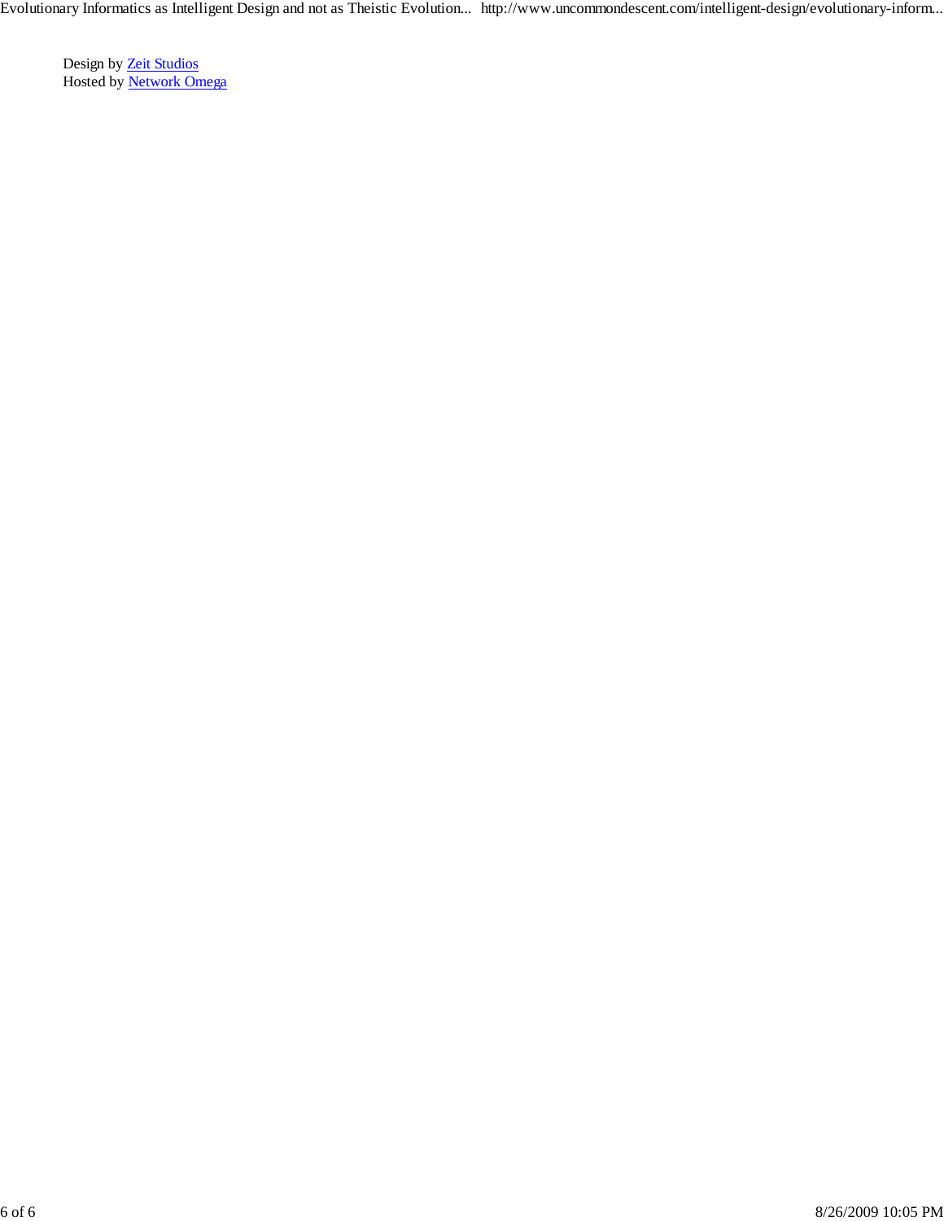Design by [Zeit Studios]
Hosted by [Network Omega]